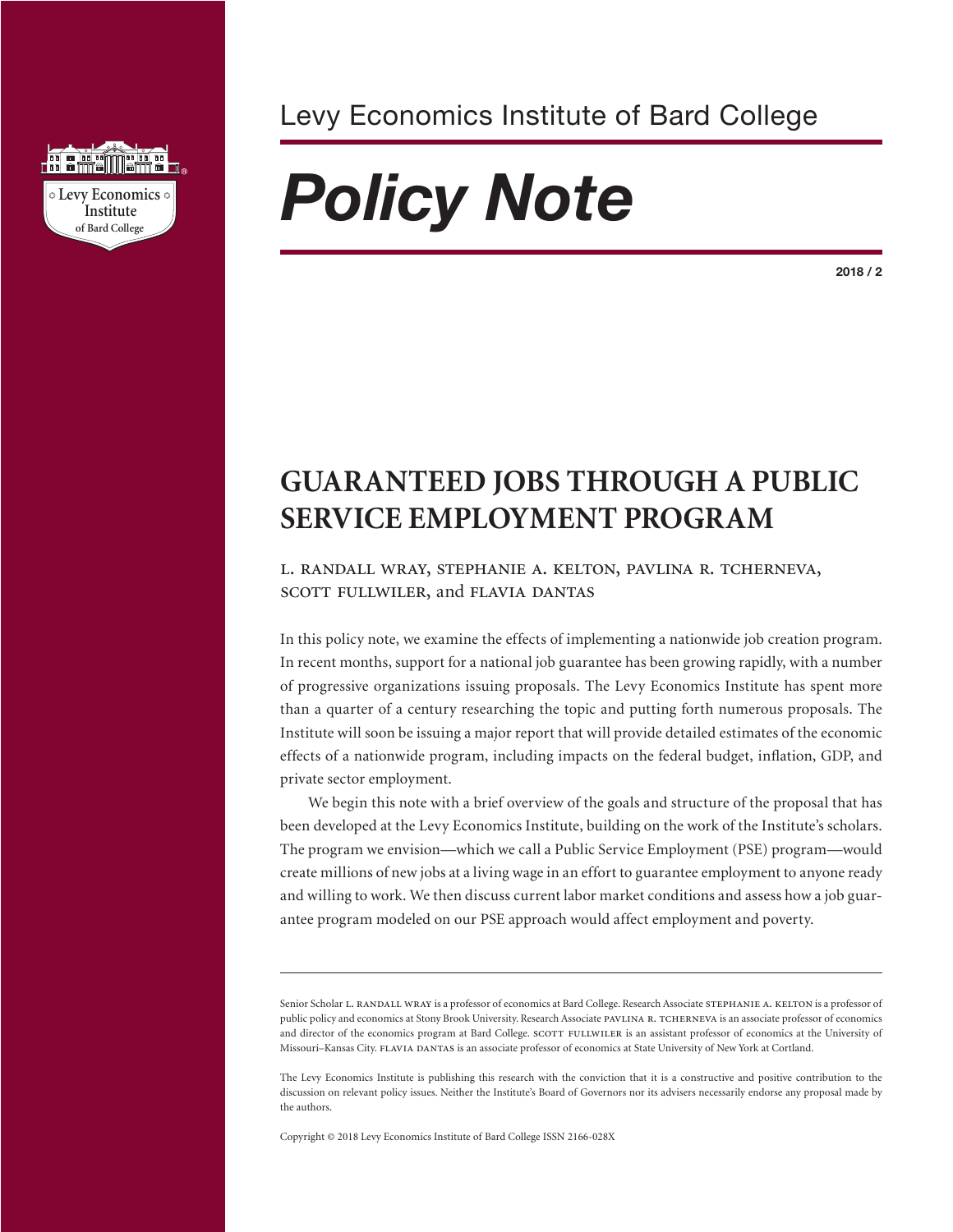Levy Economics Institute of Bard College

# *Policy Note*

2018 / 2

## GUARANTEED JOBS THROUGH A PUBLIC SERVICE EMPLOYMENT PROGRAM

L. RANDALL WRAY, STEPHANIE A. KELTON, PAVLINA R. TCHERNEVA, SCOTT FULLWILER, and FLAVIA DANTAS

In this policy note, we examine the effects of implementing a nationwide job creation program. In recent months, support for a national job guarantee has been growing rapidly, with a number of progressive organizations issuing proposals. The Levy Economics Institute has spent more than a quarter of a century researching the topic and putting forth numerous proposals. The Institute will soon be issuing a major report that will provide detailed estimates of the economic effects of a nationwide program, including impacts on the federal budget, inflation, GDP, and private sector employment.

We begin this note with a brief overview of the goals and structure of the proposal that has been developed at the Levy Economics Institute, building on the work of the Institute's scholars. The program we envision—which we call a Public Service Employment (PSE) program—would create millions of new jobs at a living wage in an effort to guarantee employment to anyone ready and willing to work. We then discuss current labor market conditions and assess how a job guarantee program modeled on our PSE approach would affect employment and poverty.

---

Senior Scholar L. RANDALL WRAY is a professor of economics at Bard College. Research Associate STEPHANIE A. KELTON is a professor of public policy and economics at Stony Brook University. Research Associate PAVLINA R. TCHERNEVA is an associate professor of economics and director of the economics program at Bard College. SCOTT FULLWILER is an assistant professor of economics at the University of Missouri–Kansas City. FLAVIA DANTAS is an associate professor of economics at State University of New York at Cortland.

The Levy Economics Institute is publishing this research with the conviction that it is a constructive and positive contribution to the discussion on relevant policy issues. Neither the Institute's Board of Governors nor its advisers necessarily endorse any proposal made by the authors.

Copyright © 2018 Levy Economics Institute of Bard College ISSN 2166-028X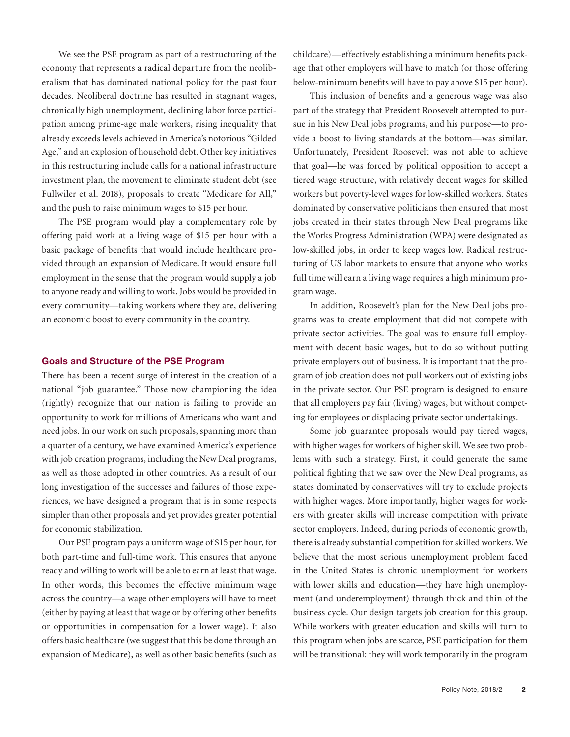We see the PSE program as part of a restructuring of the economy that represents a radical departure from the neoliberalism that has dominated national policy for the past four decades. Neoliberal doctrine has resulted in stagnant wages, chronically high unemployment, declining labor force participation among prime-age male workers, rising inequality that already exceeds levels achieved in America's notorious "Gilded Age," and an explosion of household debt. Other key initiatives in this restructuring include calls for a national infrastructure investment plan, the movement to eliminate student debt (see Fullwiler et al. 2018), proposals to create "Medicare for All," and the push to raise minimum wages to $15 per hour.

The PSE program would play a complementary role by offering paid work at a living wage of $15 per hour with a basic package of benefits that would include healthcare provided through an expansion of Medicare. It would ensure full employment in the sense that the program would supply a job to anyone ready and willing to work. Jobs would be provided in every community—taking workers where they are, delivering an economic boost to every community in the country.

## Goals and Structure of the PSE Program

There has been a recent surge of interest in the creation of a national "job guarantee." Those now championing the idea (rightly) recognize that our nation is failing to provide an opportunity to work for millions of Americans who want and need jobs. In our work on such proposals, spanning more than a quarter of a century, we have examined America's experience with job creation programs, including the New Deal programs, as well as those adopted in other countries. As a result of our long investigation of the successes and failures of those experiences, we have designed a program that is in some respects simpler than other proposals and yet provides greater potential for economic stabilization.

Our PSE program pays a uniform wage of $15 per hour, for both part-time and full-time work. This ensures that anyone ready and willing to work will be able to earn at least that wage. In other words, this becomes the effective minimum wage across the country—a wage other employers will have to meet (either by paying at least that wage or by offering other benefits or opportunities in compensation for a lower wage). It also offers basic healthcare (we suggest that this be done through an expansion of Medicare), as well as other basic benefits (such as childcare)—effectively establishing a minimum benefits package that other employers will have to match (or those offering below-minimum benefits will have to pay above $15 per hour).

This inclusion of benefits and a generous wage was also part of the strategy that President Roosevelt attempted to pursue in his New Deal jobs programs, and his purpose—to provide a boost to living standards at the bottom—was similar. Unfortunately, President Roosevelt was not able to achieve that goal—he was forced by political opposition to accept a tiered wage structure, with relatively decent wages for skilled workers but poverty-level wages for low-skilled workers. States dominated by conservative politicians then ensured that most jobs created in their states through New Deal programs like the Works Progress Administration (WPA) were designated as low-skilled jobs, in order to keep wages low. Radical restructuring of US labor markets to ensure that anyone who works full time will earn a living wage requires a high minimum program wage.

In addition, Roosevelt's plan for the New Deal jobs programs was to create employment that did not compete with private sector activities. The goal was to ensure full employment with decent basic wages, but to do so without putting private employers out of business. It is important that the program of job creation does not pull workers out of existing jobs in the private sector. Our PSE program is designed to ensure that all employers pay fair (living) wages, but without competing for employees or displacing private sector undertakings.

Some job guarantee proposals would pay tiered wages, with higher wages for workers of higher skill. We see two problems with such a strategy. First, it could generate the same political fighting that we saw over the New Deal programs, as states dominated by conservatives will try to exclude projects with higher wages. More importantly, higher wages for workers with greater skills will increase competition with private sector employers. Indeed, during periods of economic growth, there is already substantial competition for skilled workers. We believe that the most serious unemployment problem faced in the United States is chronic unemployment for workers with lower skills and education—they have high unemployment (and underemployment) through thick and thin of the business cycle. Our design targets job creation for this group. While workers with greater education and skills will turn to this program when jobs are scarce, PSE participation for them will be transitional: they will work temporarily in the program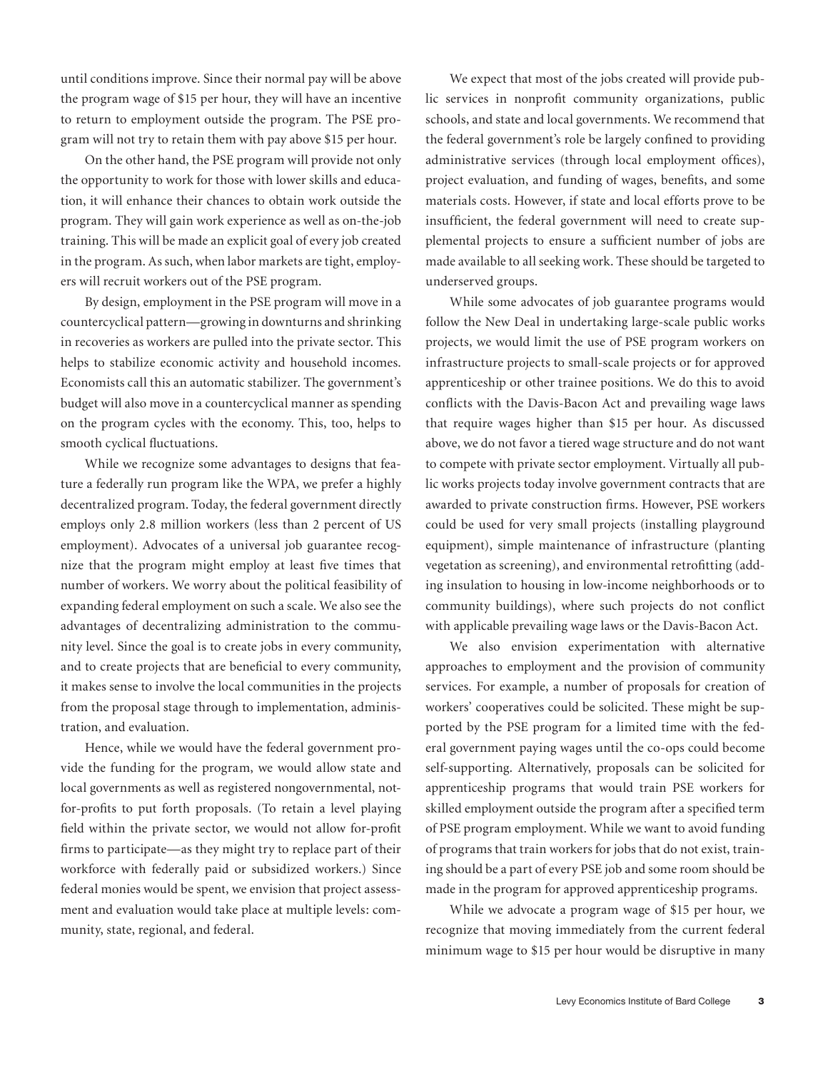until conditions improve. Since their normal pay will be above the program wage of $15 per hour, they will have an incentive to return to employment outside the program. The PSE program will not try to retain them with pay above $15 per hour.

On the other hand, the PSE program will provide not only the opportunity to work for those with lower skills and education, it will enhance their chances to obtain work outside the program. They will gain work experience as well as on-the-job training. This will be made an explicit goal of every job created in the program. As such, when labor markets are tight, employers will recruit workers out of the PSE program.

By design, employment in the PSE program will move in a countercyclical pattern—growing in downturns and shrinking in recoveries as workers are pulled into the private sector. This helps to stabilize economic activity and household incomes. Economists call this an automatic stabilizer. The government's budget will also move in a countercyclical manner as spending on the program cycles with the economy. This, too, helps to smooth cyclical fluctuations.

While we recognize some advantages to designs that feature a federally run program like the WPA, we prefer a highly decentralized program. Today, the federal government directly employs only 2.8 million workers (less than 2 percent of US employment). Advocates of a universal job guarantee recognize that the program might employ at least five times that number of workers. We worry about the political feasibility of expanding federal employment on such a scale. We also see the advantages of decentralizing administration to the community level. Since the goal is to create jobs in every community, and to create projects that are beneficial to every community, it makes sense to involve the local communities in the projects from the proposal stage through to implementation, administration, and evaluation.

Hence, while we would have the federal government provide the funding for the program, we would allow state and local governments as well as registered nongovernmental, not-for-profits to put forth proposals. (To retain a level playing field within the private sector, we would not allow for-profit firms to participate—as they might try to replace part of their workforce with federally paid or subsidized workers.) Since federal monies would be spent, we envision that project assessment and evaluation would take place at multiple levels: community, state, regional, and federal.

We expect that most of the jobs created will provide public services in nonprofit community organizations, public schools, and state and local governments. We recommend that the federal government's role be largely confined to providing administrative services (through local employment offices), project evaluation, and funding of wages, benefits, and some materials costs. However, if state and local efforts prove to be insufficient, the federal government will need to create supplemental projects to ensure a sufficient number of jobs are made available to all seeking work. These should be targeted to underserved groups.

While some advocates of job guarantee programs would follow the New Deal in undertaking large-scale public works projects, we would limit the use of PSE program workers on infrastructure projects to small-scale projects or for approved apprenticeship or other trainee positions. We do this to avoid conflicts with the Davis-Bacon Act and prevailing wage laws that require wages higher than $15 per hour. As discussed above, we do not favor a tiered wage structure and do not want to compete with private sector employment. Virtually all public works projects today involve government contracts that are awarded to private construction firms. However, PSE workers could be used for very small projects (installing playground equipment), simple maintenance of infrastructure (planting vegetation as screening), and environmental retrofitting (adding insulation to housing in low-income neighborhoods or to community buildings), where such projects do not conflict with applicable prevailing wage laws or the Davis-Bacon Act.

We also envision experimentation with alternative approaches to employment and the provision of community services. For example, a number of proposals for creation of workers' cooperatives could be solicited. These might be supported by the PSE program for a limited time with the federal government paying wages until the co-ops could become self-supporting. Alternatively, proposals can be solicited for apprenticeship programs that would train PSE workers for skilled employment outside the program after a specified term of PSE program employment. While we want to avoid funding of programs that train workers for jobs that do not exist, training should be a part of every PSE job and some room should be made in the program for approved apprenticeship programs.

While we advocate a program wage of $15 per hour, we recognize that moving immediately from the current federal minimum wage to $15 per hour would be disruptive in many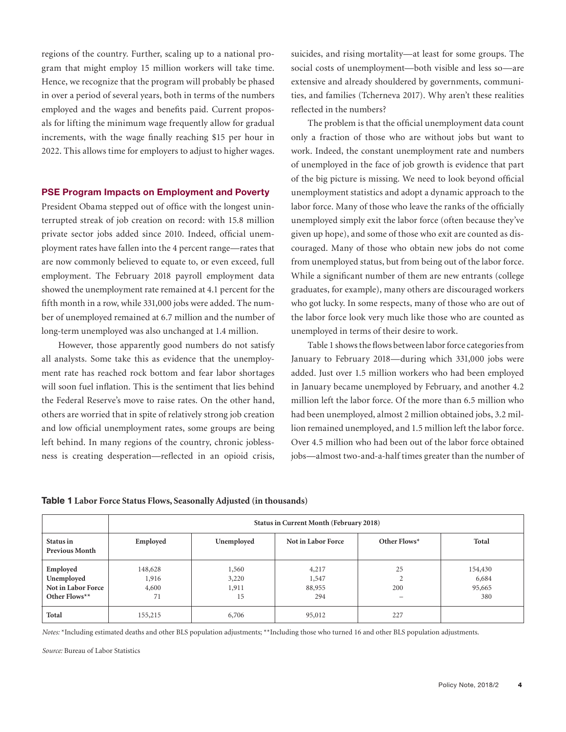regions of the country. Further, scaling up to a national program that might employ 15 million workers will take time. Hence, we recognize that the program will probably be phased in over a period of several years, both in terms of the numbers employed and the wages and benefits paid. Current proposals for lifting the minimum wage frequently allow for gradual increments, with the wage finally reaching $15 per hour in 2022. This allows time for employers to adjust to higher wages.

## PSE Program Impacts on Employment and Poverty

President Obama stepped out of office with the longest uninterrupted streak of job creation on record: with 15.8 million private sector jobs added since 2010. Indeed, official unemployment rates have fallen into the 4 percent range—rates that are now commonly believed to equate to, or even exceed, full employment. The February 2018 payroll employment data showed the unemployment rate remained at 4.1 percent for the fifth month in a row, while 331,000 jobs were added. The number of unemployed remained at 6.7 million and the number of long-term unemployed was also unchanged at 1.4 million.

However, those apparently good numbers do not satisfy all analysts. Some take this as evidence that the unemployment rate has reached rock bottom and fear labor shortages will soon fuel inflation. This is the sentiment that lies behind the Federal Reserve's move to raise rates. On the other hand, others are worried that in spite of relatively strong job creation and low official unemployment rates, some groups are being left behind. In many regions of the country, chronic joblessness is creating desperation—reflected in an opioid crisis, suicides, and rising mortality—at least for some groups. The social costs of unemployment—both visible and less so—are extensive and already shouldered by governments, communities, and families (Tcherneva 2017). Why aren't these realities reflected in the numbers?

The problem is that the official unemployment data count only a fraction of those who are without jobs but want to work. Indeed, the constant unemployment rate and numbers of unemployed in the face of job growth is evidence that part of the big picture is missing. We need to look beyond official unemployment statistics and adopt a dynamic approach to the labor force. Many of those who leave the ranks of the officially unemployed simply exit the labor force (often because they've given up hope), and some of those who exit are counted as discouraged. Many of those who obtain new jobs do not come from unemployed status, but from being out of the labor force. While a significant number of them are new entrants (college graduates, for example), many others are discouraged workers who got lucky. In some respects, many of those who are out of the labor force look very much like those who are counted as unemployed in terms of their desire to work.

Table 1 shows the flows between labor force categories from January to February 2018—during which 331,000 jobs were added. Just over 1.5 million workers who had been employed in January became unemployed by February, and another 4.2 million left the labor force. Of the more than 6.5 million who had been unemployed, almost 2 million obtained jobs, 3.2 million remained unemployed, and 1.5 million left the labor force. Over 4.5 million who had been out of the labor force obtained jobs—almost two-and-a-half times greater than the number of

**Table 1** **Labor Force Status Flows, Seasonally Adjusted (in thousands)**

| | Status in Current Month (February 2018) | | | | |
|---|---|---|---|---|---|
| **Status in Previous Month** | **Employed** | **Unemployed** | **Not in Labor Force** | **Other Flows*** | **Total** |
| **Employed** | 148,628 | 1,560 | 4,217 | 25 | 154,430 |
| **Unemployed** | 1,916 | 3,220 | 1,547 | 2 | 6,684 |
| **Not in Labor Force** | 4,600 | 1,911 | 88,955 | 200 | 95,665 |
| **Other Flows**** | 71 | 15 | 294 | – | 380 |
| **Total** | 155,215 | 6,706 | 95,012 | 227 | |

*Notes:* *Including estimated deaths and other BLS population adjustments; **Including those who turned 16 and other BLS population adjustments.

*Source:* Bureau of Labor Statistics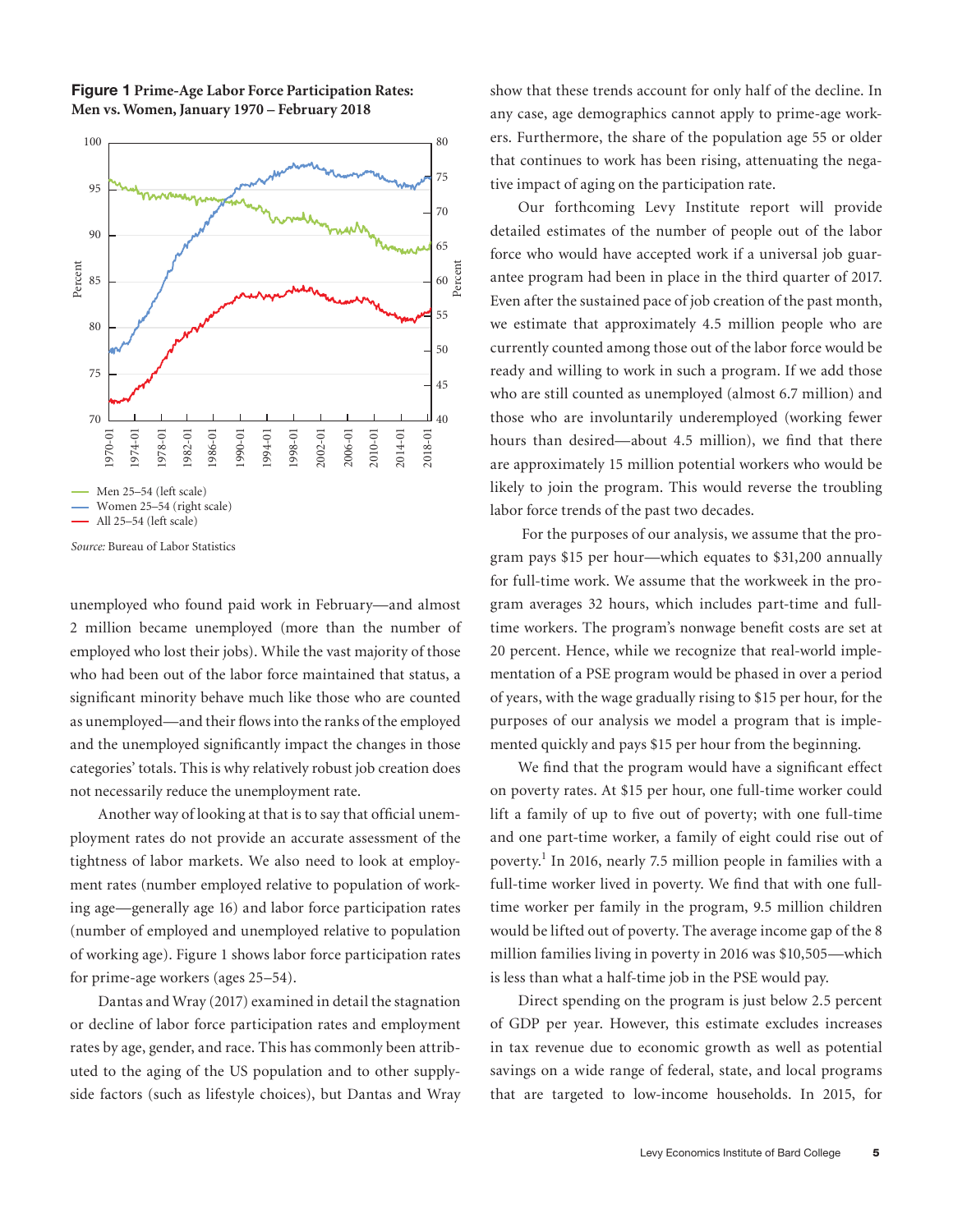**Figure 1** **Prime-Age Labor Force Participation Rates: Men vs. Women, January 1970 – February 2018**

Men 25–54 (left scale)
Women 25–54 (right scale)
All 25–54 (left scale)

*Source:* Bureau of Labor Statistics

unemployed who found paid work in February—and almost 2 million became unemployed (more than the number of employed who lost their jobs). While the vast majority of those who had been out of the labor force maintained that status, a significant minority behave much like those who are counted as unemployed—and their flows into the ranks of the employed and the unemployed significantly impact the changes in those categories' totals. This is why relatively robust job creation does not necessarily reduce the unemployment rate.

Another way of looking at that is to say that official unemployment rates do not provide an accurate assessment of the tightness of labor markets. We also need to look at employment rates (number employed relative to population of working age—generally age 16) and labor force participation rates (number of employed and unemployed relative to population of working age). Figure 1 shows labor force participation rates for prime-age workers (ages 25–54).

Dantas and Wray (2017) examined in detail the stagnation or decline of labor force participation rates and employment rates by age, gender, and race. This has commonly been attributed to the aging of the US population and to other supply-side factors (such as lifestyle choices), but Dantas and Wray show that these trends account for only half of the decline. In any case, age demographics cannot apply to prime-age workers. Furthermore, the share of the population age 55 or older that continues to work has been rising, attenuating the negative impact of aging on the participation rate.

Our forthcoming Levy Institute report will provide detailed estimates of the number of people out of the labor force who would have accepted work if a universal job guarantee program had been in place in the third quarter of 2017. Even after the sustained pace of job creation of the past month, we estimate that approximately 4.5 million people who are currently counted among those out of the labor force would be ready and willing to work in such a program. If we add those who are still counted as unemployed (almost 6.7 million) and those who are involuntarily underemployed (working fewer hours than desired—about 4.5 million), we find that there are approximately 15 million potential workers who would be likely to join the program. This would reverse the troubling labor force trends of the past two decades.

For the purposes of our analysis, we assume that the program pays $15 per hour—which equates to $31,200 annually for full-time work. We assume that the workweek in the program averages 32 hours, which includes part-time and full-time workers. The program's nonwage benefit costs are set at 20 percent. Hence, while we recognize that real-world implementation of a PSE program would be phased in over a period of years, with the wage gradually rising to $15 per hour, for the purposes of our analysis we model a program that is implemented quickly and pays $15 per hour from the beginning.

We find that the program would have a significant effect on poverty rates. At $15 per hour, one full-time worker could lift a family of up to five out of poverty; with one full-time and one part-time worker, a family of eight could rise out of poverty.[1] In 2016, nearly 7.5 million people in families with a full-time worker lived in poverty. We find that with one full-time worker per family in the program, 9.5 million children would be lifted out of poverty. The average income gap of the 8 million families living in poverty in 2016 was $10,505—which is less than what a half-time job in the PSE would pay.

Direct spending on the program is just below 2.5 percent of GDP per year. However, this estimate excludes increases in tax revenue due to economic growth as well as potential savings on a wide range of federal, state, and local programs that are targeted to low-income households. In 2015, for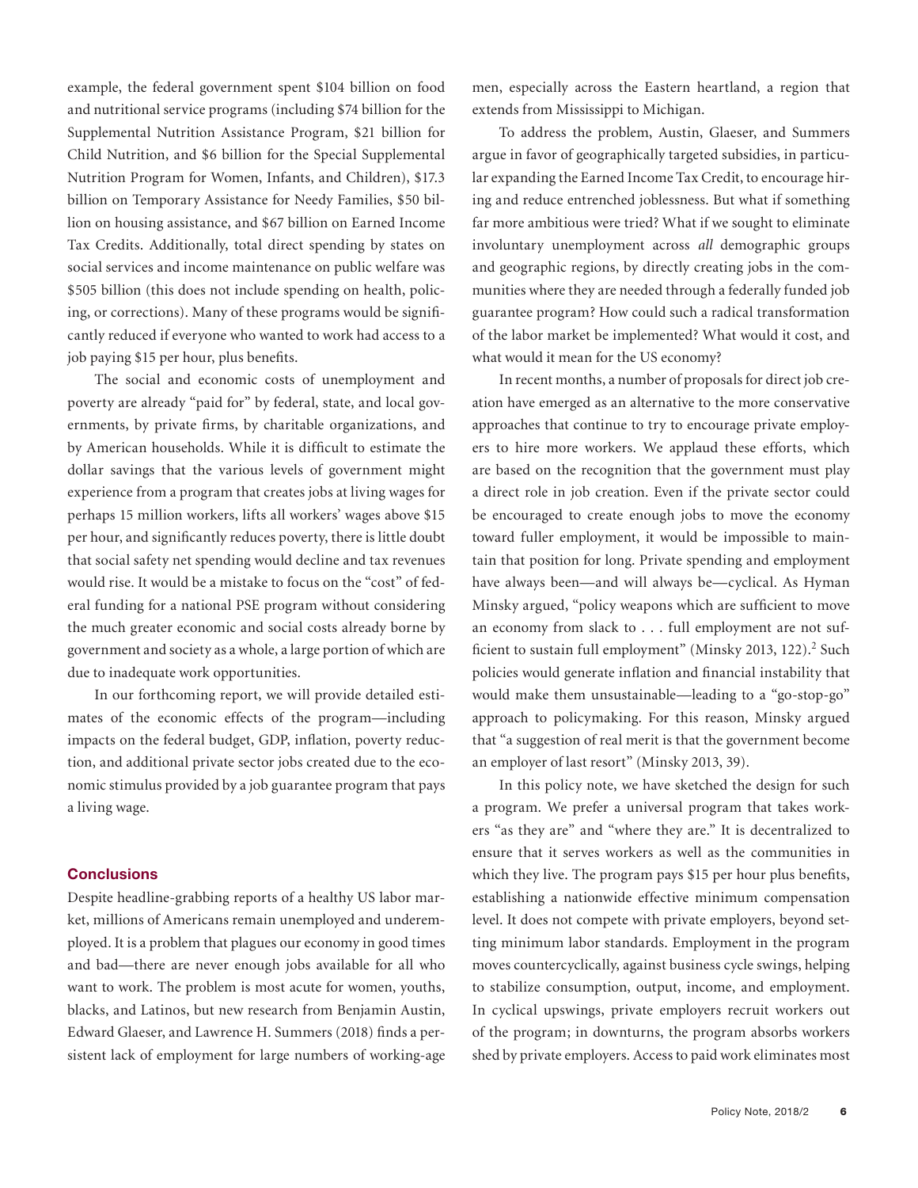example, the federal government spent $104 billion on food and nutritional service programs (including $74 billion for the Supplemental Nutrition Assistance Program, $21 billion for Child Nutrition, and $6 billion for the Special Supplemental Nutrition Program for Women, Infants, and Children), $17.3 billion on Temporary Assistance for Needy Families, $50 billion on housing assistance, and $67 billion on Earned Income Tax Credits. Additionally, total direct spending by states on social services and income maintenance on public welfare was $505 billion (this does not include spending on health, policing, or corrections). Many of these programs would be significantly reduced if everyone who wanted to work had access to a job paying $15 per hour, plus benefits.

The social and economic costs of unemployment and poverty are already "paid for" by federal, state, and local governments, by private firms, by charitable organizations, and by American households. While it is difficult to estimate the dollar savings that the various levels of government might experience from a program that creates jobs at living wages for perhaps 15 million workers, lifts all workers' wages above $15 per hour, and significantly reduces poverty, there is little doubt that social safety net spending would decline and tax revenues would rise. It would be a mistake to focus on the "cost" of federal funding for a national PSE program without considering the much greater economic and social costs already borne by government and society as a whole, a large portion of which are due to inadequate work opportunities.

In our forthcoming report, we will provide detailed estimates of the economic effects of the program—including impacts on the federal budget, GDP, inflation, poverty reduction, and additional private sector jobs created due to the economic stimulus provided by a job guarantee program that pays a living wage.

## Conclusions

Despite headline-grabbing reports of a healthy US labor market, millions of Americans remain unemployed and underemployed. It is a problem that plagues our economy in good times and bad—there are never enough jobs available for all who want to work. The problem is most acute for women, youths, blacks, and Latinos, but new research from Benjamin Austin, Edward Glaeser, and Lawrence H. Summers (2018) finds a persistent lack of employment for large numbers of working-age men, especially across the Eastern heartland, a region that extends from Mississippi to Michigan.

To address the problem, Austin, Glaeser, and Summers argue in favor of geographically targeted subsidies, in particular expanding the Earned Income Tax Credit, to encourage hiring and reduce entrenched joblessness. But what if something far more ambitious were tried? What if we sought to eliminate involuntary unemployment across *all* demographic groups and geographic regions, by directly creating jobs in the communities where they are needed through a federally funded job guarantee program? How could such a radical transformation of the labor market be implemented? What would it cost, and what would it mean for the US economy?

In recent months, a number of proposals for direct job creation have emerged as an alternative to the more conservative approaches that continue to try to encourage private employers to hire more workers. We applaud these efforts, which are based on the recognition that the government must play a direct role in job creation. Even if the private sector could be encouraged to create enough jobs to move the economy toward fuller employment, it would be impossible to maintain that position for long. Private spending and employment have always been—and will always be—cyclical. As Hyman Minsky argued, "policy weapons which are sufficient to move an economy from slack to . . . full employment are not sufficient to sustain full employment" (Minsky 2013, 122).[2] Such policies would generate inflation and financial instability that would make them unsustainable—leading to a "go-stop-go" approach to policymaking. For this reason, Minsky argued that "a suggestion of real merit is that the government become an employer of last resort" (Minsky 2013, 39).

In this policy note, we have sketched the design for such a program. We prefer a universal program that takes workers "as they are" and "where they are." It is decentralized to ensure that it serves workers as well as the communities in which they live. The program pays $15 per hour plus benefits, establishing a nationwide effective minimum compensation level. It does not compete with private employers, beyond setting minimum labor standards. Employment in the program moves countercyclically, against business cycle swings, helping to stabilize consumption, output, income, and employment. In cyclical upswings, private employers recruit workers out of the program; in downturns, the program absorbs workers shed by private employers. Access to paid work eliminates most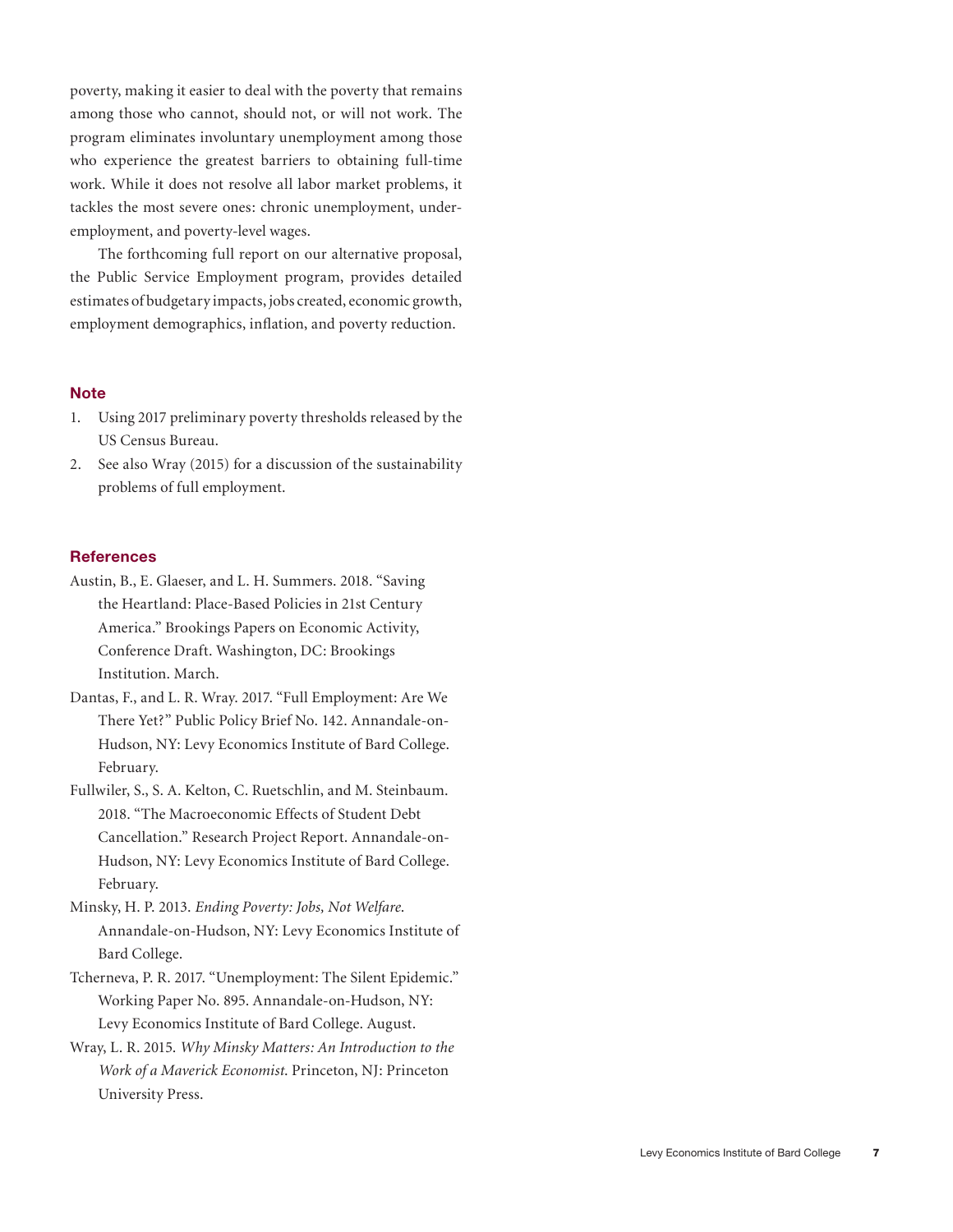poverty, making it easier to deal with the poverty that remains among those who cannot, should not, or will not work. The program eliminates involuntary unemployment among those who experience the greatest barriers to obtaining full-time work. While it does not resolve all labor market problems, it tackles the most severe ones: chronic unemployment, underemployment, and poverty-level wages.

The forthcoming full report on our alternative proposal, the Public Service Employment program, provides detailed estimates of budgetary impacts, jobs created, economic growth, employment demographics, inflation, and poverty reduction.

## Note

1. Using 2017 preliminary poverty thresholds released by the US Census Bureau.
2. See also Wray (2015) for a discussion of the sustainability problems of full employment.

## References

Austin, B., E. Glaeser, and L. H. Summers. 2018. "Saving the Heartland: Place-Based Policies in 21st Century America." Brookings Papers on Economic Activity, Conference Draft. Washington, DC: Brookings Institution. March.

Dantas, F., and L. R. Wray. 2017. "Full Employment: Are We There Yet?" Public Policy Brief No. 142. Annandale-on-Hudson, NY: Levy Economics Institute of Bard College. February.

Fullwiler, S., S. A. Kelton, C. Ruetschlin, and M. Steinbaum. 2018. "The Macroeconomic Effects of Student Debt Cancellation." Research Project Report. Annandale-on-Hudson, NY: Levy Economics Institute of Bard College. February.

Minsky, H. P. 2013. *Ending Poverty: Jobs, Not Welfare*. Annandale-on-Hudson, NY: Levy Economics Institute of Bard College.

Tcherneva, P. R. 2017. "Unemployment: The Silent Epidemic." Working Paper No. 895. Annandale-on-Hudson, NY: Levy Economics Institute of Bard College. August.

Wray, L. R. 2015. *Why Minsky Matters: An Introduction to the Work of a Maverick Economist*. Princeton, NJ: Princeton University Press.